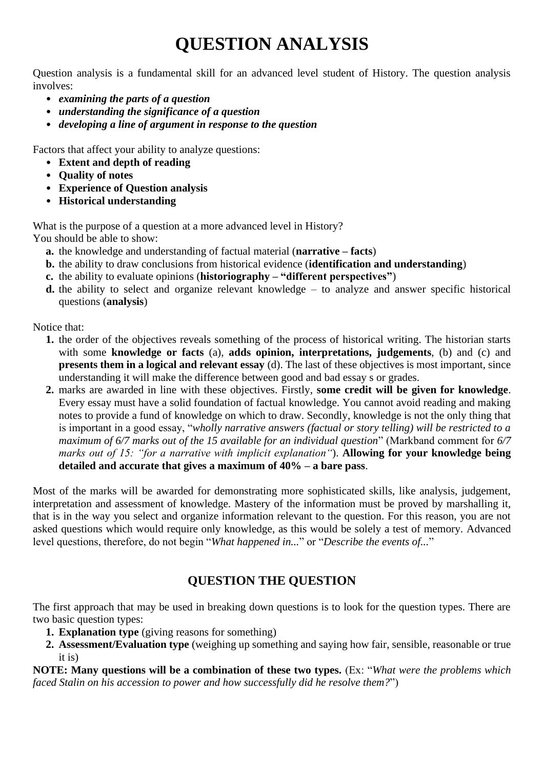# QUESTION ANALYSIS

Question analysis is a fundamental skill for an advanced level student of History. The question analysis involves:

- ***examining the parts of a question***
- ***understanding the significance of a question***
- ***developing a line of argument in response to the question***

Factors that affect your ability to analyze questions:

- **Extent and depth of reading**
- **Quality of notes**
- **Experience of Question analysis**
- **Historical understanding**

What is the purpose of a question at a more advanced level in History?
You should be able to show:

a. the knowledge and understanding of factual material (**narrative – facts**)
b. the ability to draw conclusions from historical evidence (**identification and understanding**)
c. the ability to evaluate opinions (**historiography – "different perspectives"**)
d. the ability to select and organize relevant knowledge – to analyze and answer specific historical questions (**analysis**)

Notice that:

1. the order of the objectives reveals something of the process of historical writing. The historian starts with some **knowledge or facts** (a), **adds opinion, interpretations, judgements**, (b) and (c) and **presents them in a logical and relevant essay** (d). The last of these objectives is most important, since understanding it will make the difference between good and bad essay s or grades.
2. marks are awarded in line with these objectives. Firstly, **some credit will be given for knowledge**. Every essay must have a solid foundation of factual knowledge. You cannot avoid reading and making notes to provide a fund of knowledge on which to draw. Secondly, knowledge is not the only thing that is important in a good essay, "*wholly narrative answers (factual or story telling) will be restricted to a maximum of 6/7 marks out of the 15 available for an individual question*" (Markband comment for *6/7 marks out of 15: "for a narrative with implicit explanation"*). **Allowing for your knowledge being detailed and accurate that gives a maximum of 40% – a bare pass**.

Most of the marks will be awarded for demonstrating more sophisticated skills, like analysis, judgement, interpretation and assessment of knowledge. Mastery of the information must be proved by marshalling it, that is in the way you select and organize information relevant to the question. For this reason, you are not asked questions which would require only knowledge, as this would be solely a test of memory. Advanced level questions, therefore, do not begin "*What happened in...*" or "*Describe the events of...*"

## QUESTION THE QUESTION

The first approach that may be used in breaking down questions is to look for the question types. There are two basic question types:

1. **Explanation type** (giving reasons for something)
2. **Assessment/Evaluation type** (weighing up something and saying how fair, sensible, reasonable or true it is)

**NOTE: Many questions will be a combination of these two types.** (Ex: "*What were the problems which faced Stalin on his accession to power and how successfully did he resolve them?*")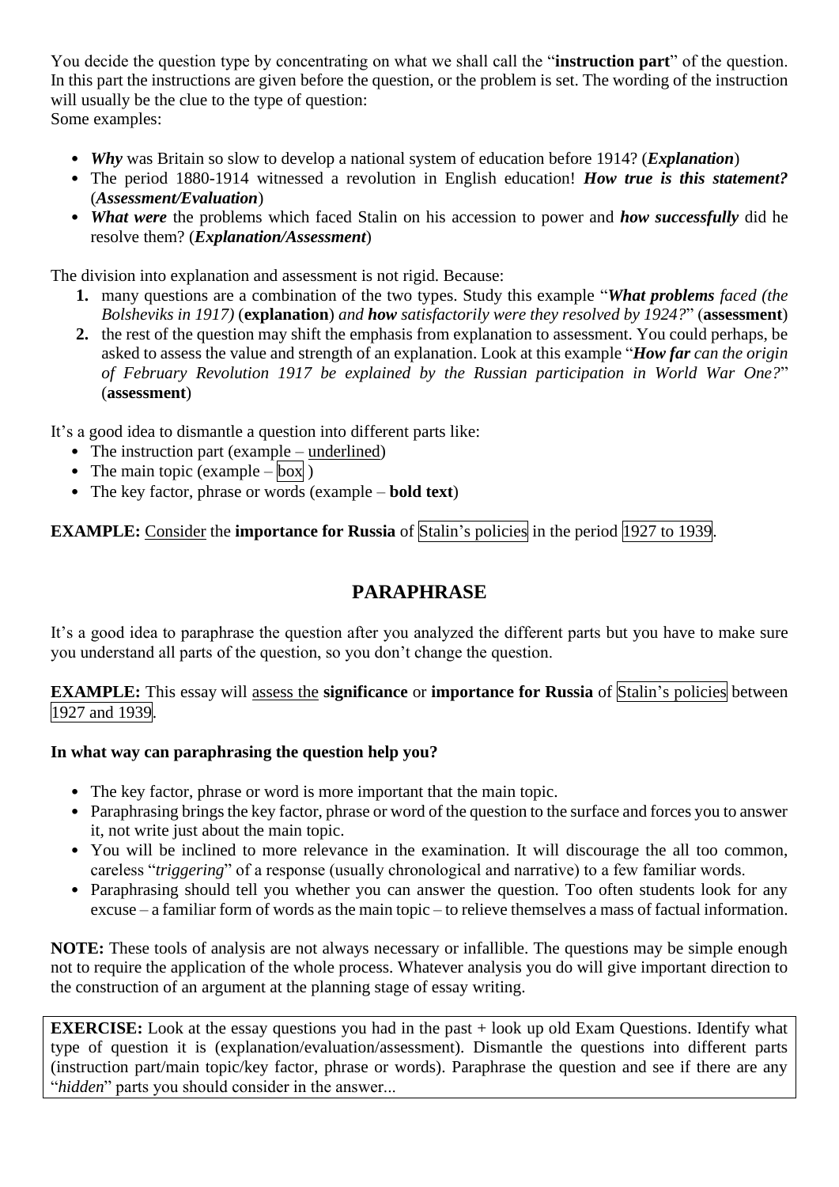You decide the question type by concentrating on what we shall call the "**instruction part**" of the question. In this part the instructions are given before the question, or the problem is set. The wording of the instruction will usually be the clue to the type of question:
Some examples:

- ***Why*** was Britain so slow to develop a national system of education before 1914? (***Explanation***)
- The period 1880-1914 witnessed a revolution in English education! ***How true is this statement?*** (***Assessment/Evaluation***)
- ***What were*** the problems which faced Stalin on his accession to power and ***how successfully*** did he resolve them? (***Explanation/Assessment***)

The division into explanation and assessment is not rigid. Because:

1. many questions are a combination of the two types. Study this example "***What problems*** *faced (the Bolsheviks in 1917)* (**explanation**) *and* ***how*** *satisfactorily were they resolved by 1924?*" (**assessment**)
2. the rest of the question may shift the emphasis from explanation to assessment. You could perhaps, be asked to assess the value and strength of an explanation. Look at this example "***How far*** *can the origin of February Revolution 1917 be explained by the Russian participation in World War One?*" (**assessment**)

It's a good idea to dismantle a question into different parts like:

- The instruction part (example – <u>underlined</u>)
- The main topic (example – box )
- The key factor, phrase or words (example – **bold text**)

**EXAMPLE:** <u>Consider</u> the **importance for Russia** of Stalin's policies in the period 1927 to 1939.

## PARAPHRASE

It's a good idea to paraphrase the question after you analyzed the different parts but you have to make sure you understand all parts of the question, so you don't change the question.

**EXAMPLE:** This essay will <u>assess the</u> **significance** or **importance for Russia** of Stalin's policies between 1927 and 1939.

**In what way can paraphrasing the question help you?**

- The key factor, phrase or word is more important that the main topic.
- Paraphrasing brings the key factor, phrase or word of the question to the surface and forces you to answer it, not write just about the main topic.
- You will be inclined to more relevance in the examination. It will discourage the all too common, careless "*triggering*" of a response (usually chronological and narrative) to a few familiar words.
- Paraphrasing should tell you whether you can answer the question. Too often students look for any excuse – a familiar form of words as the main topic – to relieve themselves a mass of factual information.

**NOTE:** These tools of analysis are not always necessary or infallible. The questions may be simple enough not to require the application of the whole process. Whatever analysis you do will give important direction to the construction of an argument at the planning stage of essay writing.

**EXERCISE:** Look at the essay questions you had in the past + look up old Exam Questions. Identify what type of question it is (explanation/evaluation/assessment). Dismantle the questions into different parts (instruction part/main topic/key factor, phrase or words). Paraphrase the question and see if there are any "*hidden*" parts you should consider in the answer...